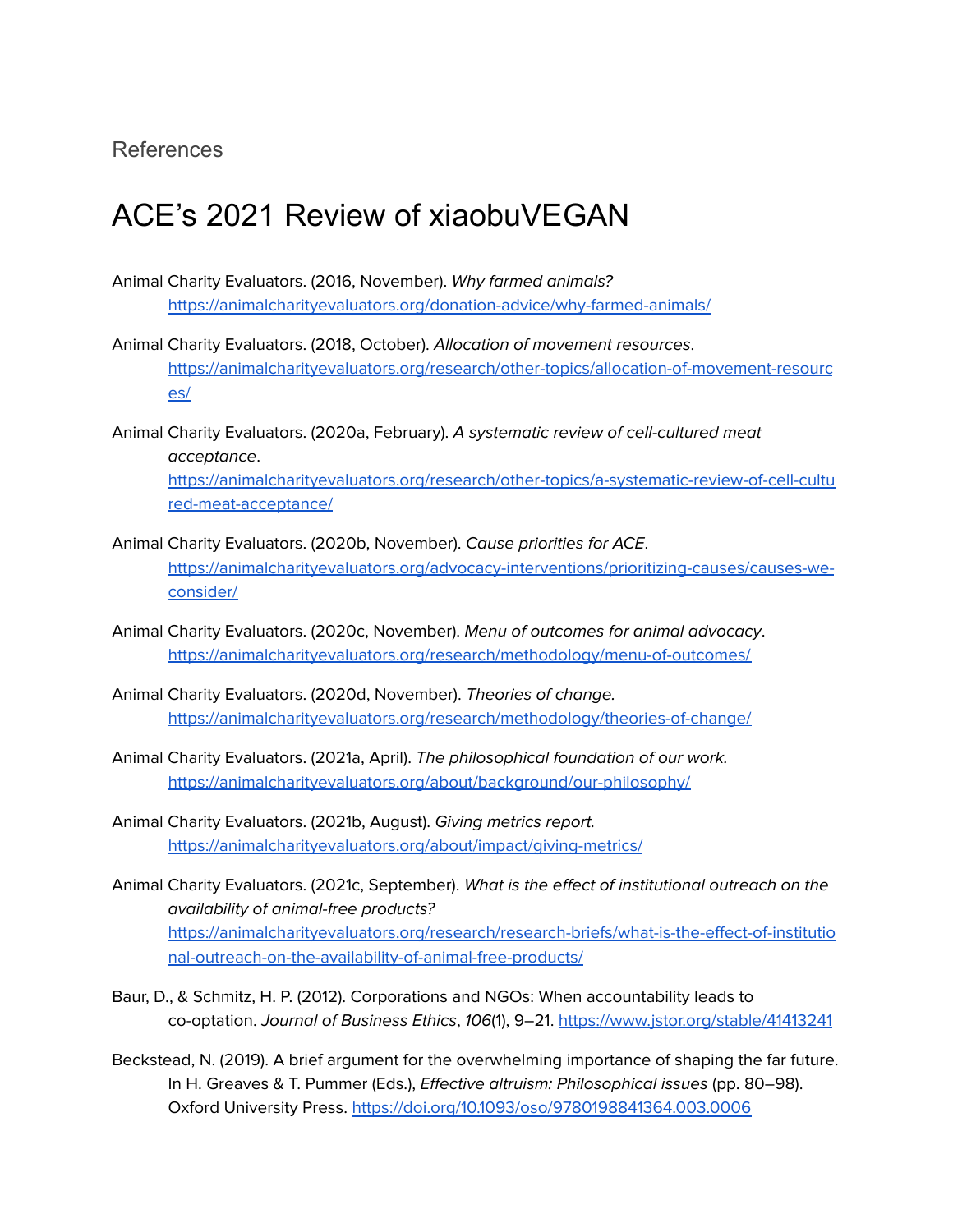References

# ACE's 2021 Review of xiaobuVEGAN

Animal Charity Evaluators. (2016, November). *Why farmed animals?* https://animalcharityevaluators.org/donation-advice/why-farmed-animals/

Animal Charity Evaluators. (2018, October). *Allocation of movement resources*. https://animalcharityevaluators.org/research/other-topics/allocation-of-movement-resources/

Animal Charity Evaluators. (2020a, February). *A systematic review of cell-cultured meat acceptance*. https://animalcharityevaluators.org/research/other-topics/a-systematic-review-of-cell-cultured-meat-acceptance/

Animal Charity Evaluators. (2020b, November). *Cause priorities for ACE*. https://animalcharityevaluators.org/advocacy-interventions/prioritizing-causes/causes-we-consider/

Animal Charity Evaluators. (2020c, November). *Menu of outcomes for animal advocacy*. https://animalcharityevaluators.org/research/methodology/menu-of-outcomes/

Animal Charity Evaluators. (2020d, November). *Theories of change.* https://animalcharityevaluators.org/research/methodology/theories-of-change/

Animal Charity Evaluators. (2021a, April). *The philosophical foundation of our work.* https://animalcharityevaluators.org/about/background/our-philosophy/

Animal Charity Evaluators. (2021b, August). *Giving metrics report.* https://animalcharityevaluators.org/about/impact/giving-metrics/

Animal Charity Evaluators. (2021c, September). *What is the effect of institutional outreach on the availability of animal-free products?* https://animalcharityevaluators.org/research/research-briefs/what-is-the-effect-of-institutional-outreach-on-the-availability-of-animal-free-products/

Baur, D., & Schmitz, H. P. (2012). Corporations and NGOs: When accountability leads to co-optation. *Journal of Business Ethics*, *106*(1), 9–21. https://www.jstor.org/stable/41413241

Beckstead, N. (2019). A brief argument for the overwhelming importance of shaping the far future. In H. Greaves & T. Pummer (Eds.), *Effective altruism: Philosophical issues* (pp. 80–98). Oxford University Press. https://doi.org/10.1093/oso/9780198841364.003.0006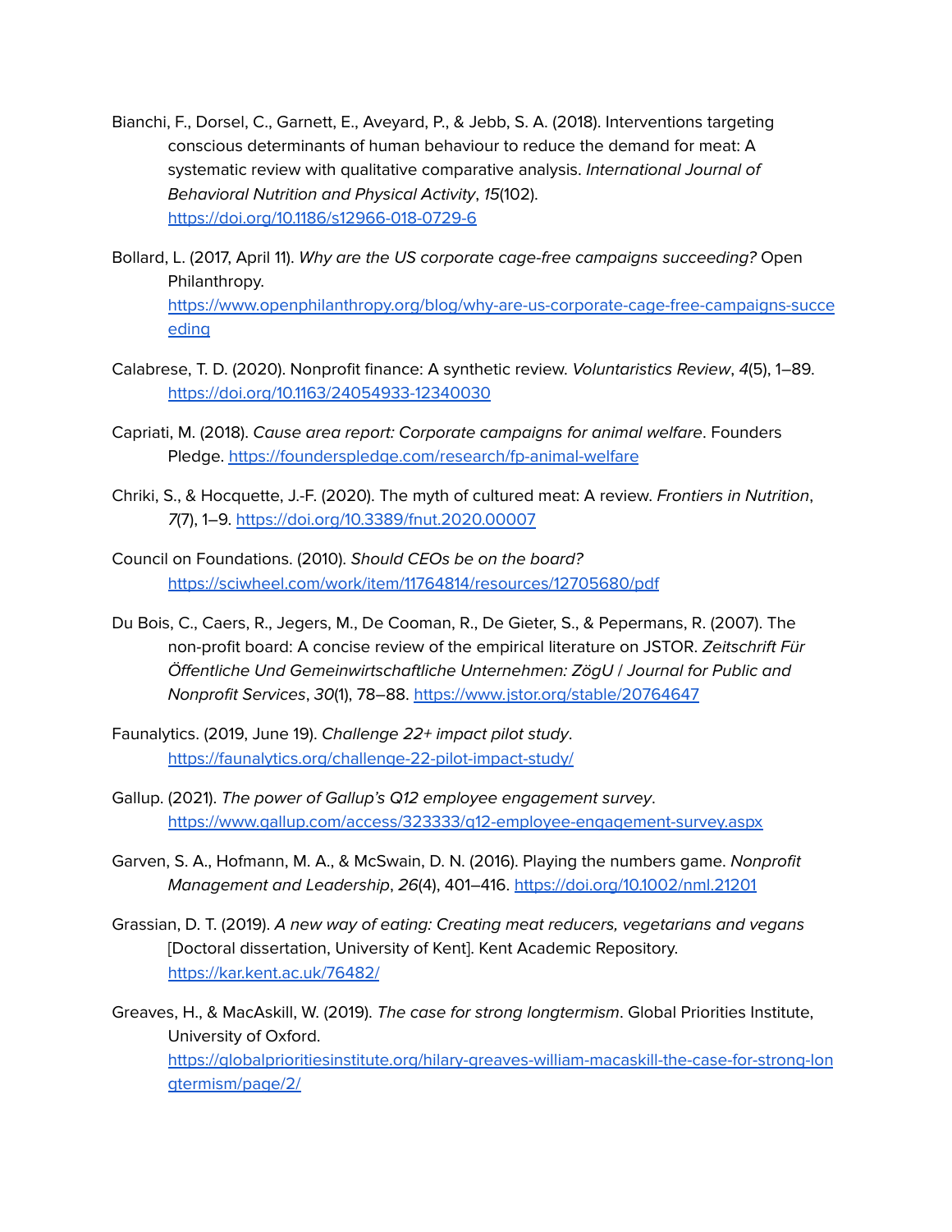Bianchi, F., Dorsel, C., Garnett, E., Aveyard, P., & Jebb, S. A. (2018). Interventions targeting conscious determinants of human behaviour to reduce the demand for meat: A systematic review with qualitative comparative analysis. *International Journal of Behavioral Nutrition and Physical Activity*, *15*(102). https://doi.org/10.1186/s12966-018-0729-6

Bollard, L. (2017, April 11). *Why are the US corporate cage-free campaigns succeeding?* Open Philanthropy. https://www.openphilanthropy.org/blog/why-are-us-corporate-cage-free-campaigns-succeeding

Calabrese, T. D. (2020). Nonprofit finance: A synthetic review. *Voluntaristics Review*, *4*(5), 1–89. https://doi.org/10.1163/24054933-12340030

Capriati, M. (2018). *Cause area report: Corporate campaigns for animal welfare*. Founders Pledge. https://founderspledge.com/research/fp-animal-welfare

Chriki, S., & Hocquette, J.-F. (2020). The myth of cultured meat: A review. *Frontiers in Nutrition*, *7*(7), 1–9. https://doi.org/10.3389/fnut.2020.00007

Council on Foundations. (2010). *Should CEOs be on the board?* https://sciwheel.com/work/item/11764814/resources/12705680/pdf

Du Bois, C., Caers, R., Jegers, M., De Cooman, R., De Gieter, S., & Pepermans, R. (2007). The non-profit board: A concise review of the empirical literature on JSTOR. *Zeitschrift Für Öffentliche Und Gemeinwirtschaftliche Unternehmen: ZögU / Journal for Public and Nonprofit Services*, *30*(1), 78–88. https://www.jstor.org/stable/20764647

Faunalytics. (2019, June 19). *Challenge 22+ impact pilot study*. https://faunalytics.org/challenge-22-pilot-impact-study/

Gallup. (2021). *The power of Gallup's Q12 employee engagement survey*. https://www.gallup.com/access/323333/q12-employee-engagement-survey.aspx

Garven, S. A., Hofmann, M. A., & McSwain, D. N. (2016). Playing the numbers game. *Nonprofit Management and Leadership*, *26*(4), 401–416. https://doi.org/10.1002/nml.21201

Grassian, D. T. (2019). *A new way of eating: Creating meat reducers, vegetarians and vegans* [Doctoral dissertation, University of Kent]. Kent Academic Repository. https://kar.kent.ac.uk/76482/

Greaves, H., & MacAskill, W. (2019). *The case for strong longtermism*. Global Priorities Institute, University of Oxford. https://globalprioritiesinstitute.org/hilary-greaves-william-macaskill-the-case-for-strong-longtermism/page/2/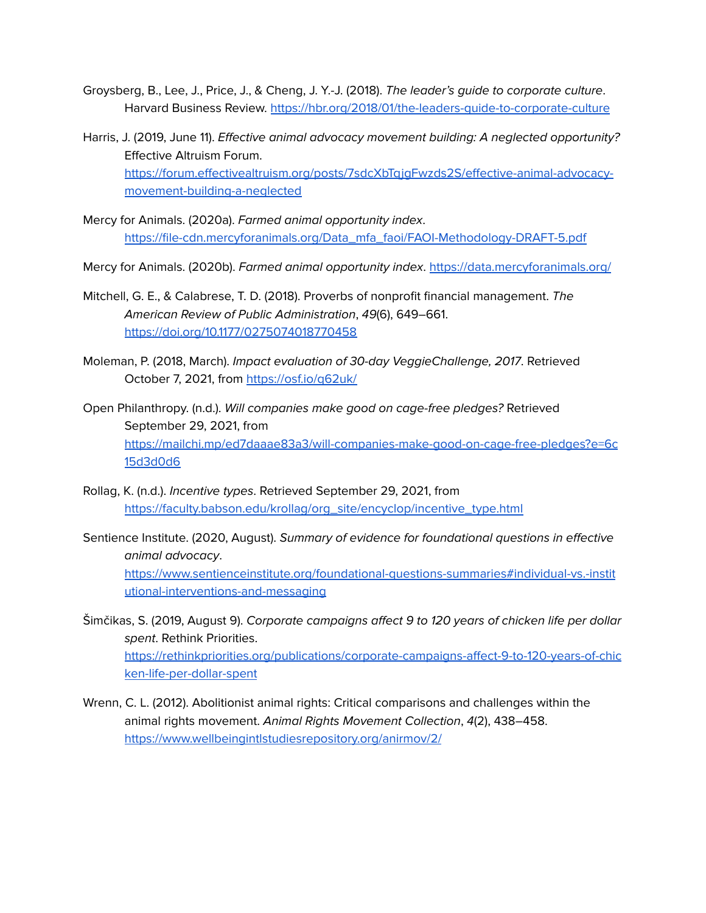Groysberg, B., Lee, J., Price, J., & Cheng, J. Y.-J. (2018). *The leader's guide to corporate culture*. Harvard Business Review. https://hbr.org/2018/01/the-leaders-guide-to-corporate-culture

Harris, J. (2019, June 11). *Effective animal advocacy movement building: A neglected opportunity?* Effective Altruism Forum. https://forum.effectivealtruism.org/posts/7sdcXbTqjgFwzds2S/effective-animal-advocacy-movement-building-a-neglected

Mercy for Animals. (2020a). *Farmed animal opportunity index*. https://file-cdn.mercyforanimals.org/Data_mfa_faoi/FAOI-Methodology-DRAFT-5.pdf

Mercy for Animals. (2020b). *Farmed animal opportunity index*. https://data.mercyforanimals.org/

Mitchell, G. E., & Calabrese, T. D. (2018). Proverbs of nonprofit financial management. *The American Review of Public Administration*, *49*(6), 649–661. https://doi.org/10.1177/0275074018770458

Moleman, P. (2018, March). *Impact evaluation of 30-day VeggieChallenge, 2017*. Retrieved October 7, 2021, from https://osf.io/q62uk/

Open Philanthropy. (n.d.). *Will companies make good on cage-free pledges?* Retrieved September 29, 2021, from https://mailchi.mp/ed7daaae83a3/will-companies-make-good-on-cage-free-pledges?e=6c15d3d0d6

Rollag, K. (n.d.). *Incentive types*. Retrieved September 29, 2021, from https://faculty.babson.edu/krollag/org_site/encyclop/incentive_type.html

Sentience Institute. (2020, August). *Summary of evidence for foundational questions in effective animal advocacy*. https://www.sentienceinstitute.org/foundational-questions-summaries#individual-vs.-institutional-interventions-and-messaging

Šimčikas, S. (2019, August 9). *Corporate campaigns affect 9 to 120 years of chicken life per dollar spent*. Rethink Priorities. https://rethinkpriorities.org/publications/corporate-campaigns-affect-9-to-120-years-of-chicken-life-per-dollar-spent

Wrenn, C. L. (2012). Abolitionist animal rights: Critical comparisons and challenges within the animal rights movement. *Animal Rights Movement Collection*, *4*(2), 438–458. https://www.wellbeingintlstudiesrepository.org/anirmov/2/